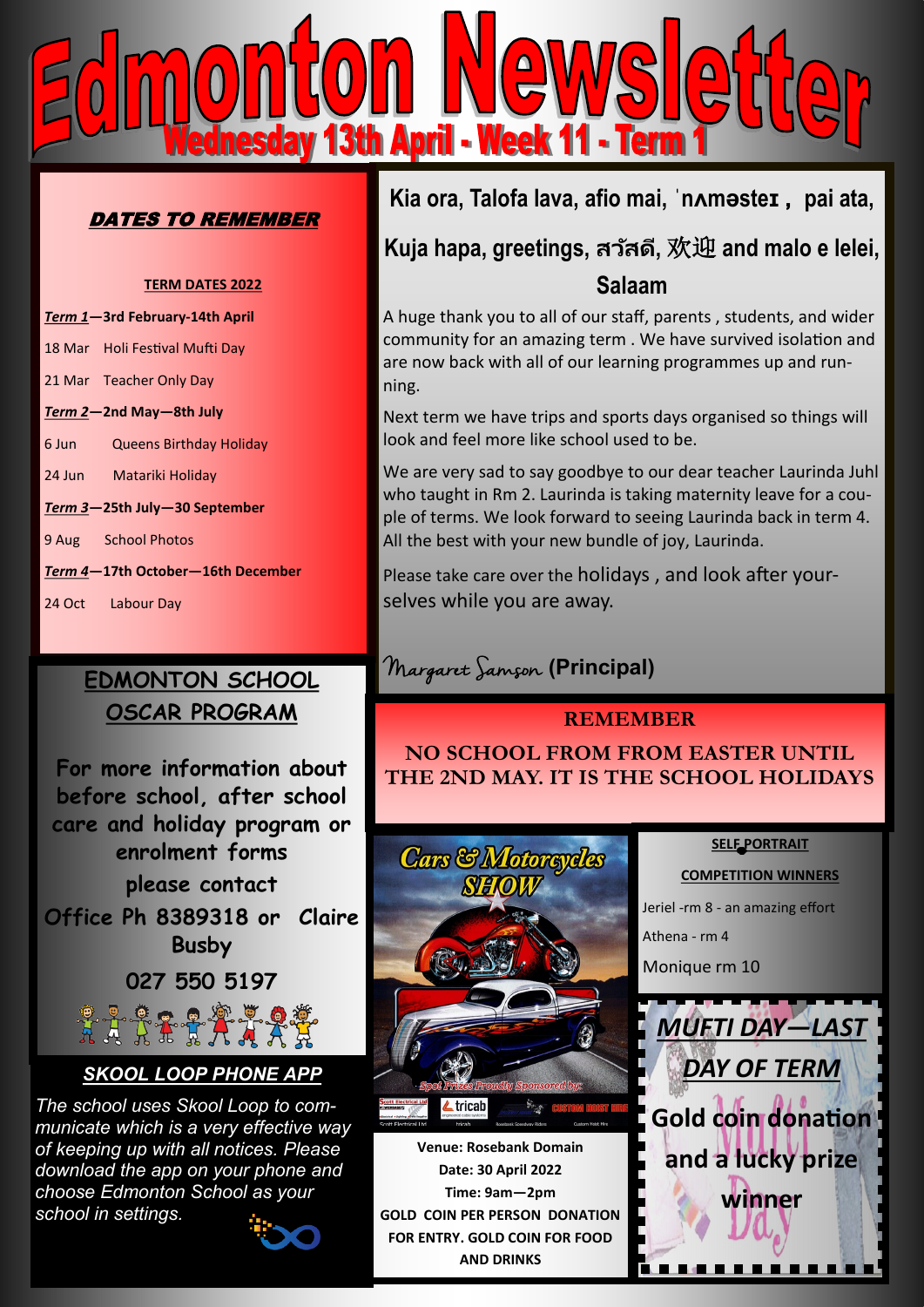# Edmonton Newsletter

## Wednesday 13th April - Week 11 - Term 1

### DATES TO REMEMBER

**TERM DATES 2022**

***Term 1*—3rd February-14th April**

18 Mar Holi Festival Mufti Day

21 Mar Teacher Only Day

***Term 2*—2nd May—8th July**

6 Jun Queens Birthday Holiday

24 Jun Matariki Holiday

***Term 3*—25th July—30 September**

9 Aug School Photos

***Term 4*—17th October—16th December**

24 Oct Labour Day

**Kia ora, Talofa lava, afio mai, ˈnʌməsteɪ , pai ata,**

**Kuja hapa, greetings, สวัสดี, 欢迎 and malo e lelei,**

**Salaam**

A huge thank you to all of our staff, parents , students, and wider community for an amazing term . We have survived isolation and are now back with all of our learning programmes up and running.

Next term we have trips and sports days organised so things will look and feel more like school used to be.

We are very sad to say goodbye to our dear teacher Laurinda Juhl who taught in Rm 2. Laurinda is taking maternity leave for a couple of terms. We look forward to seeing Laurinda back in term 4. All the best with your new bundle of joy, Laurinda.

Please take care over the holidays , and look after yourselves while you are away.

*Margaret Samson* **(Principal)**

### EDMONTON SCHOOL OSCAR PROGRAM

**For more information about before school, after school care and holiday program or enrolment forms please contact Office Ph 8389318 or Claire Busby 027 550 5197**

### REMEMBER

**NO SCHOOL FROM FROM EASTER UNTIL THE 2ND MAY. IT IS THE SCHOOL HOLIDAYS**

### SKOOL LOOP PHONE APP

*The school uses Skool Loop to communicate which is a very effective way of keeping up with all notices. Please download the app on your phone and choose Edmonton School as your school in settings.*

### Cars & Motorcycles SHOW

Spot Prizes Proudly Sponsored by:

**Venue: Rosebank Domain**
**Date: 30 April 2022**
**Time: 9am—2pm**
**GOLD COIN PER PERSON DONATION FOR ENTRY. GOLD COIN FOR FOOD AND DRINKS**

**SELF PORTRAIT COMPETITION WINNERS**

Jeriel -rm 8 - an amazing effort

Athena - rm 4

Monique rm 10

### *MUFTI DAY—LAST DAY OF TERM*

**Gold coin donation and a lucky prize winner**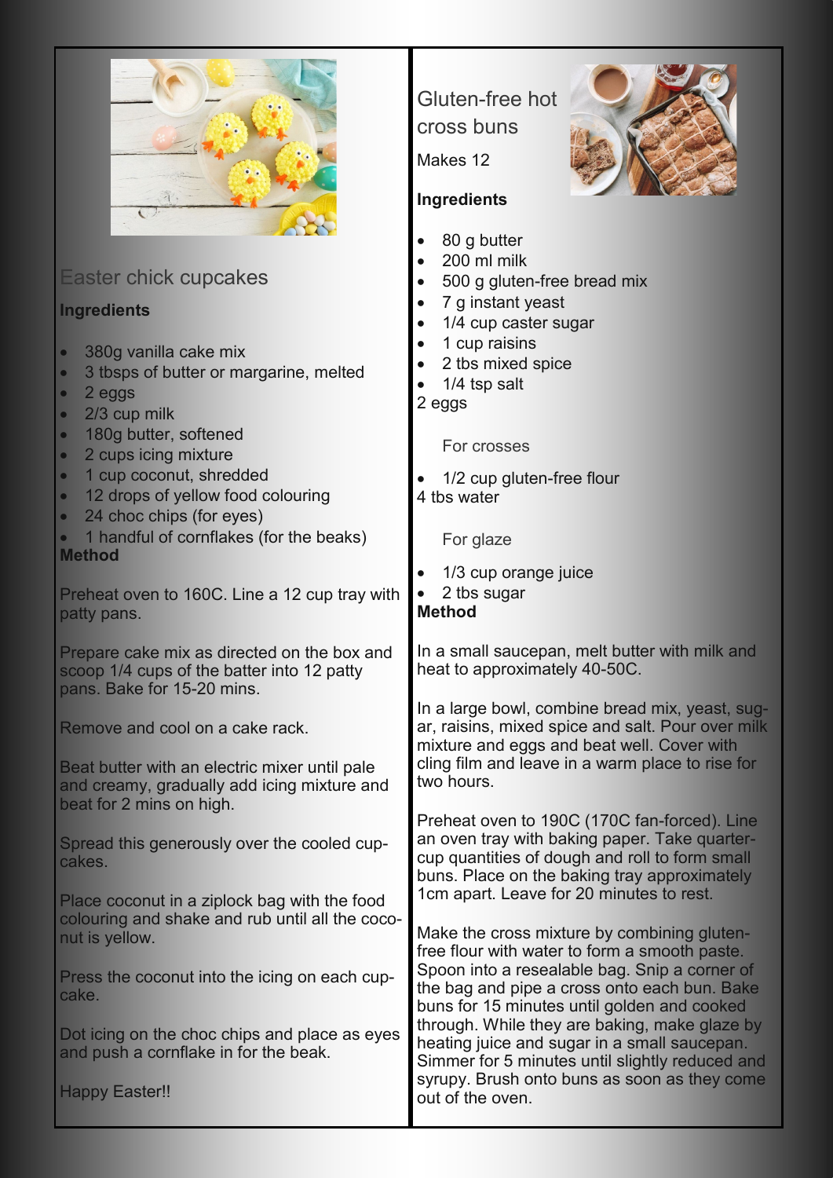## Easter chick cupcakes

**Ingredients**

- 380g vanilla cake mix
- 3 tbsps of butter or margarine, melted
- 2 eggs
- 2/3 cup milk
- 180g butter, softened
- 2 cups icing mixture
- 1 cup coconut, shredded
- 12 drops of yellow food colouring
- 24 choc chips (for eyes)
- 1 handful of cornflakes (for the beaks)

**Method**

Preheat oven to 160C. Line a 12 cup tray with patty pans.

Prepare cake mix as directed on the box and scoop 1/4 cups of the batter into 12 patty pans. Bake for 15-20 mins.

Remove and cool on a cake rack.

Beat butter with an electric mixer until pale and creamy, gradually add icing mixture and beat for 2 mins on high.

Spread this generously over the cooled cupcakes.

Place coconut in a ziplock bag with the food colouring and shake and rub until all the coconut is yellow.

Press the coconut into the icing on each cupcake.

Dot icing on the choc chips and place as eyes and push a cornflake in for the beak.

Happy Easter!!

## Gluten-free hot cross buns

Makes 12

**Ingredients**

- 80 g butter
- 200 ml milk
- 500 g gluten-free bread mix
- 7 g instant yeast
- 1/4 cup caster sugar
- 1 cup raisins
- 2 tbs mixed spice
- 1/4 tsp salt

2 eggs

For crosses

- 1/2 cup gluten-free flour

4 tbs water

For glaze

- 1/3 cup orange juice
- 2 tbs sugar

**Method**

In a small saucepan, melt butter with milk and heat to approximately 40-50C.

In a large bowl, combine bread mix, yeast, sugar, raisins, mixed spice and salt. Pour over milk mixture and eggs and beat well. Cover with cling film and leave in a warm place to rise for two hours.

Preheat oven to 190C (170C fan-forced). Line an oven tray with baking paper. Take quarter-cup quantities of dough and roll to form small buns. Place on the baking tray approximately 1cm apart. Leave for 20 minutes to rest.

Make the cross mixture by combining gluten-free flour with water to form a smooth paste. Spoon into a resealable bag. Snip a corner of the bag and pipe a cross onto each bun. Bake buns for 15 minutes until golden and cooked through. While they are baking, make glaze by heating juice and sugar in a small saucepan. Simmer for 5 minutes until slightly reduced and syrupy. Brush onto buns as soon as they come out of the oven.